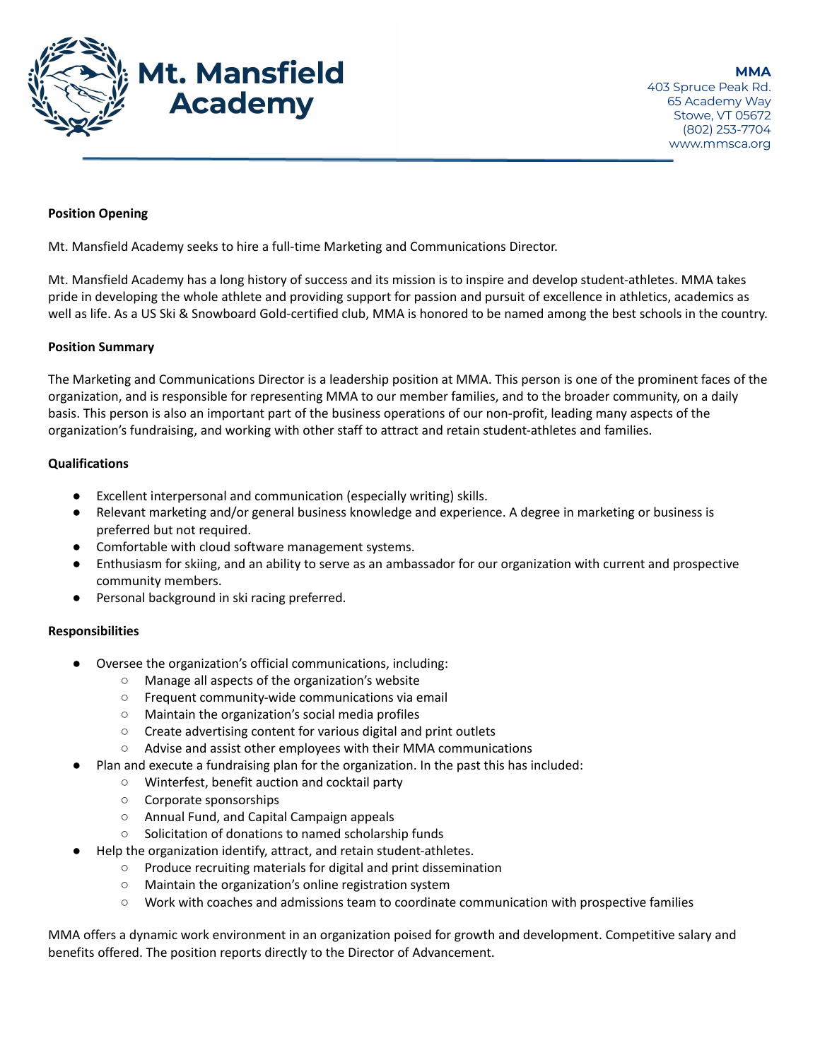# Mt. Mansfield Academy

**MMA**
403 Spruce Peak Rd.
65 Academy Way
Stowe, VT 05672
(802) 253-7704
www.mmsca.org

**Position Opening**

Mt. Mansfield Academy seeks to hire a full-time Marketing and Communications Director.

Mt. Mansfield Academy has a long history of success and its mission is to inspire and develop student-athletes. MMA takes pride in developing the whole athlete and providing support for passion and pursuit of excellence in athletics, academics as well as life. As a US Ski & Snowboard Gold-certified club, MMA is honored to be named among the best schools in the country.

**Position Summary**

The Marketing and Communications Director is a leadership position at MMA. This person is one of the prominent faces of the organization, and is responsible for representing MMA to our member families, and to the broader community, on a daily basis. This person is also an important part of the business operations of our non-profit, leading many aspects of the organization's fundraising, and working with other staff to attract and retain student-athletes and families.

**Qualifications**

- Excellent interpersonal and communication (especially writing) skills.
- Relevant marketing and/or general business knowledge and experience. A degree in marketing or business is preferred but not required.
- Comfortable with cloud software management systems.
- Enthusiasm for skiing, and an ability to serve as an ambassador for our organization with current and prospective community members.
- Personal background in ski racing preferred.

**Responsibilities**

- Oversee the organization's official communications, including:
  - Manage all aspects of the organization's website
  - Frequent community-wide communications via email
  - Maintain the organization's social media profiles
  - Create advertising content for various digital and print outlets
  - Advise and assist other employees with their MMA communications
- Plan and execute a fundraising plan for the organization. In the past this has included:
  - Winterfest, benefit auction and cocktail party
  - Corporate sponsorships
  - Annual Fund, and Capital Campaign appeals
  - Solicitation of donations to named scholarship funds
- Help the organization identify, attract, and retain student-athletes.
  - Produce recruiting materials for digital and print dissemination
  - Maintain the organization's online registration system
  - Work with coaches and admissions team to coordinate communication with prospective families

MMA offers a dynamic work environment in an organization poised for growth and development. Competitive salary and benefits offered. The position reports directly to the Director of Advancement.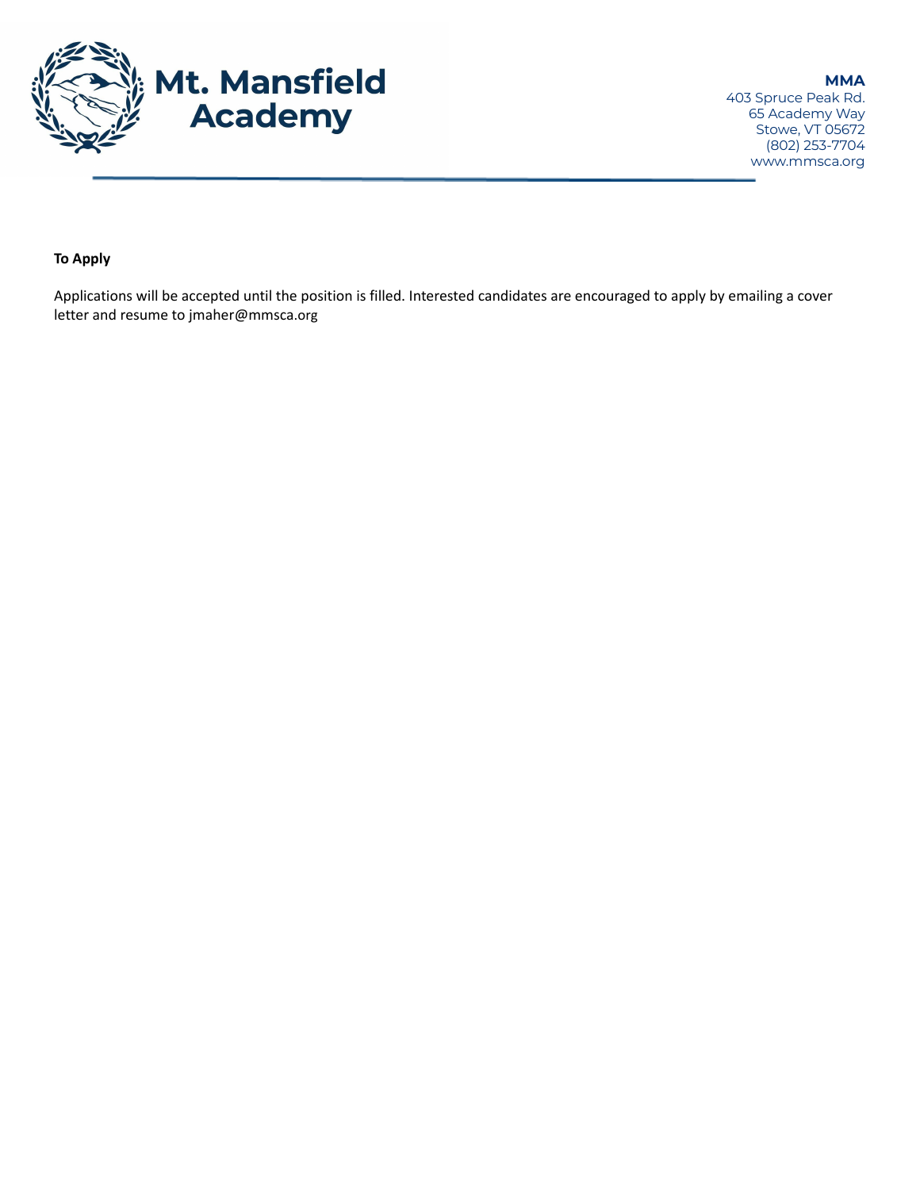**To Apply**

Applications will be accepted until the position is filled. Interested candidates are encouraged to apply by emailing a cover letter and resume to jmaher@mmsca.org